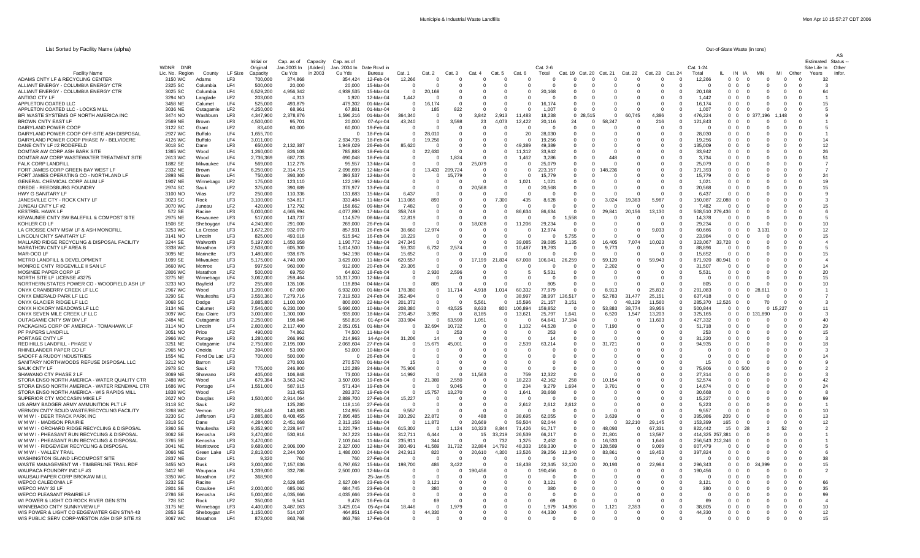List Sorted by Facility Name (alpha)

Out-of-State Waste (in tons)

| Facility Name | WDNR Lic. No. | DNR Region | County | LF Size | Initial or Original Capacity | Cap. as of Jan.2003 In Cu Yds | Capacity (Added) in 2003 | Cap. as of Jan. 2004 In Cu Yds | Date Rcvd in Bureau | Cat. 1 | Cat. 2 | Cat. 3 | Cat. 4 | Cat. 5 | Cat. 6 | Cat. 2-6 Total | Cat. 19 | Cat. 20 | Cat. 21 | Cat. 22 | Cat. 23 | Cat. 24 | Cat. 1-24 Total | IL | IN | IA | MN | MI | Other | Estimated Site Life In Years | AS Status -- Other Infor. |
|---|---|---|---|---|---|---|---|---|---|---|---|---|---|---|---|---|---|---|---|---|---|---|---|---|---|---|---|---|---|---|---|
| ADAMS CNTY LF & RECYCLING CENTER | 3150 | WC | Adams | LF3 | 700,000 | 374,868 | | 354,424 | 12-Feb-04 | 12,266 | 0 | 0 | 0 | 0 | 0 | 0 | 0 | 0 | 0 | 0 | 0 | 0 | 12,266 | 0 | 0 | 0 | 0 | 0 | 0 | 32 | |
| ALLIANT ENERGY - COLUMBIA ENERGY CTR | 2325 | SC | Columbia | LF4 | 500,000 | 20,000 | | 20,000 | 15-Mar-04 | 0 | 0 | 0 | 0 | 0 | 0 | 0 | 0 | 0 | 0 | 0 | 0 | 0 | 0 | 0 | 0 | 0 | 0 | 0 | 0 | 3 | |
| ALLIANT ENERGY - COLUMBIA ENERGY CTR | 3025 | SC | Columbia | LF4 | 6,529,200 | 4,956,342 | | 4,939,535 | 15-Mar-04 | 0 | 20,168 | 0 | 0 | 0 | 0 | 20,168 | 0 | 0 | 0 | 0 | 0 | 0 | 20,168 | 0 | 0 | 0 | 0 | 0 | 0 | 64 | |
| ANTIGO CTY LF | 3294 | NO | Langlade | LF2 | 203,000 | 4,313 | | 1,920 | 12-Mar-04 | 1,442 | 0 | 0 | 0 | 0 | 0 | 0 | 0 | 0 | 0 | 0 | 0 | 0 | 1,442 | 0 | 0 | 0 | 0 | 0 | 0 | 1 | |
| APPLETON COATED LLC | 3458 | NE | Calumet | LF4 | 525,000 | 493,879 | | 479,302 | 01-Mar-04 | 0 | 16,174 | 0 | 0 | 0 | 0 | 16,174 | 0 | 0 | 0 | 0 | 0 | 0 | 16,174 | 0 | 0 | 0 | 0 | 0 | 0 | 15 | |
| APPLETON COATED LLC - LOCKS MILL | 3036 | NE | Outagamie | LF2 | 4,250,000 | 68,961 | | 67,881 | 01-Mar-04 | 0 | 185 | 822 | 0 | 0 | 0 | 1,007 | 0 | 0 | 0 | 0 | 0 | 0 | 1,007 | 0 | 0 | 0 | 0 | 0 | 0 | 5 | |
| BFI WASTE SYSTEMS OF NORTH AMERICA INC | 3474 | NO | Washburn | LF3 | 4,347,900 | 2,378,876 | | 1,596,216 | 01-Mar-04 | 364,340 | 0 | 0 | 3,842 | 2,913 | 11,483 | 18,238 | 0 | 28,515 | 0 | 60,745 | 4,386 | 0 | 476,224 | 0 | 0 | 0 | 377,196 | 1,148 | 0 | 9 | |
| BROWN CNTY EAST LF | 2569 | NE | Brown | LF3 | 4,500,000 | 95,701 | | 20,000 | 07-Apr-04 | 43,240 | 0 | 3,598 | 23 | 4,073 | 12,422 | 20,116 | 24 | 0 | 58,257 | 0 | 216 | 0 | 121,853 | 0 | 0 | 0 | 0 | 0 | 0 | 5 | |
| DAIRYLAND POWER COOP | 3122 | WC | Grant | LF2 | 83,400 | 60,000 | | 60,000 | 19-Feb-04 | 0 | 0 | 0 | 0 | 0 | 0 | 0 | 0 | 0 | 0 | 0 | 0 | 0 | 0 | 0 | 0 | 0 | 0 | 0 | 0 | 5 | |
| DAIRYLAND POWER COOP OFF-SITE ASH DISPOSAL | 2927 | WC | Buffalo | LF4 | 1,655,700 | | | 0 | 18-Feb-04 | 0 | 28,010 | 0 | 0 | 0 | 20 | 28,030 | 0 | 0 | 0 | 0 | 0 | 0 | 28,030 | 0 | 0 | 0 | 0 | 0 | 0 | 1 | |
| DAIRYLAND POWER COOP PHASE IV - BELVIDERE | 4126 | WC | Buffalo | LF4 | 3,011,000 | | | 2,934,735 | 18-Feb-04 | 0 | 19,256 | 0 | 0 | 0 | 0 | 19,256 | 0 | 0 | 0 | 0 | 0 | 0 | 19,256 | 0 | 0 | 0 | 0 | 0 | 0 | 14 | |
| DANE CNTY LF #2 RODEFELD | 3018 | SC | Dane | LF3 | 650,000 | 2,132,387 | | 1,949,029 | 26-Feb-04 | 85,620 | 0 | 0 | 0 | 0 | 49,389 | 49,389 | 0 | 0 | 0 | 0 | 0 | 0 | 135,009 | 0 | 0 | 0 | 0 | 0 | 0 | 12 | |
| DOMTAR AW CORP ASH BARK SITE | 1365 | WC | Wood | LF4 | 1,260,000 | 826,108 | | 785,883 | 18-Feb-04 | 0 | 22,630 | 0 | 0 | 0 | 11,312 | 33,942 | 0 | 0 | 0 | 0 | 0 | 0 | 33,942 | 0 | 0 | 0 | 0 | 0 | 0 | 26 | |
| DOMTAR AW CORP WASTEWATER TREATMENT SITE | 2613 | WC | Wood | LF4 | 2,736,369 | 687,733 | | 690,048 | 18-Feb-04 | 0 | 0 | 1,824 | 0 | 0 | 1,462 | 3,286 | 0 | 0 | 448 | 0 | 0 | 0 | 3,734 | 0 | 0 | 0 | 0 | 0 | 0 | 51 | |
| FALK CORP LANDFILL | 1882 | SE | Milwaukee | LF4 | 569,000 | 112,276 | | 95,557 | 13-Mar-04 | 0 | 0 | 0 | 25,079 | 0 | 0 | 25,079 | 0 | 0 | 0 | 0 | 0 | 0 | 25,079 | 0 | 0 | 0 | 0 | 0 | 0 | 7 | |
| FORT JAMES CORP GREEN BAY WEST LF | 2332 | NE | Brown | LF4 | 6,250,000 | 2,314,715 | | 2,096,699 | 12-Mar-04 | 0 | 13,433 | 209,724 | 0 | 0 | 0 | 223,157 | 0 | 0 | 148,236 | 0 | 0 | 0 | 371,393 | 0 | 0 | 0 | 0 | 0 | 0 | 7 | |
| FORT JAMES OPERATING CO - NORTHLAND LF | 2893 | NE | Brown | LF4 | 750,000 | 393,300 | | 393,537 | 12-Mar-04 | 0 | 0 | 15,779 | 0 | 0 | 0 | 15,779 | 0 | 0 | 0 | 0 | 0 | 0 | 15,779 | 0 | 0 | 0 | 0 | 0 | 0 | 24 | |
| GENERAL CHEMICAL CORP ALUM LF | 1907 | NE | Winnebago | LF2 | 175,000 | 123,110 | | 122,199 | 12-Mar-04 | 0 | 0 | 0 | 0 | 0 | 1,021 | 1,021 | 0 | 0 | 0 | 0 | 0 | 0 | 1,021 | 0 | 0 | 0 | 0 | 0 | 0 | 19 | |
| GREDE - REEDSBURG FOUNDRY | 2974 | SC | Sauk | LF2 | 375,000 | 390,689 | | 376,977 | 13-Feb-04 | 0 | 0 | 0 | 20,568 | 0 | 0 | 20,568 | 0 | 0 | 0 | 0 | 0 | 0 | 20,568 | 0 | 0 | 0 | 0 | 0 | 0 | 15 | |
| HWY G SANITARY LF | 3100 | NO | Vilas | LF2 | 250,000 | 110,336 | | 131,683 | 15-Mar-04 | 6,437 | 0 | 0 | 0 | 0 | 0 | 0 | 0 | 0 | 0 | 0 | 0 | 0 | 6,437 | 0 | 0 | 0 | 0 | 0 | 0 | 9 | |
| JANESVILLE CTY - ROCK CNTY LF | 3023 | SC | Rock | LF3 | 3,100,000 | 534,817 | | 333,484 | 11-Mar-04 | 113,065 | 893 | 0 | 0 | 7,300 | 435 | 8,628 | 0 | 0 | 3,024 | 19,383 | 5,987 | 0 | 150,087 | 22,088 | 0 | 0 | 0 | 0 | 0 | 3 | |
| JUNEAU CNTY LF #2 | 3070 | WC | Juneau | LF2 | 420,000 | 172,792 | | 158,662 | 09-Mar-04 | 7,482 | 0 | 0 | 0 | 0 | 0 | 0 | 0 | 0 | 0 | 0 | 0 | 0 | 7,482 | 0 | 0 | 0 | 0 | 0 | 0 | 15 | |
| KESTREL HAWK LF | 572 | SE | Racine | LF3 | 5,000,000 | 4,665,994 | | 4,077,890 | 17-Mar-04 | 358,749 | 0 | 0 | 0 | 0 | 86,634 | 86,634 | 0 | 0 | 29,841 | 20,156 | 13,130 | 0 | 508,510 | 279,436 | 0 | 0 | 0 | 0 | 0 | 6 | |
| KEWAUNEE CNTY SW BALEFILL & COMPOST SITE | 2975 | NE | Kewaunee | LF3 | 517,000 | 143,737 | | 114,579 | 08-Mar-04 | 12,819 | 0 | 0 | 0 | 0 | 0 | 0 | 1,558 | 0 | 0 | 0 | 0 | 0 | 14,378 | 0 | 0 | 0 | 0 | 0 | 0 | 5 | |
| KOHLER CO LF | 1508 | SE | Sheboygan | LF4 | 4,240,000 | 291,000 | | 269,000 | 26-Feb-04 | 0 | 0 | 0 | 18,028 | 0 | 11,206 | 29,234 | 0 | 0 | 0 | 0 | 0 | 0 | 29,234 | 0 | 0 | 0 | 0 | 0 | 0 | 10 | |
| LA CROSSE CNTY MSW LF & ASH MONOFILL | 3253 | WC | La Crosse | LF3 | 1,672,200 | 932,070 | | 857,931 | 26-Feb-04 | 38,660 | 12,974 | 0 | 0 | 0 | 0 | 12,974 | 0 | 0 | 0 | 0 | 9,033 | 0 | 60,666 | 0 | 0 | 0 | 3,131 | 0 | 0 | 12 | |
| LINCOLN CNTY SANITARY LF | 3141 | NO | Lincoln | LF3 | 825,000 | 493,018 | | 515,942 | 16-Feb-04 | 18,229 | 0 | 0 | 0 | 0 | 0 | 0 | 5,755 | 0 | 0 | 0 | 0 | 0 | 23,984 | 0 | 0 | 0 | 0 | 0 | 0 | 15 | |
| MALLARD RIDGE RECYCLING & DISPOSAL FACILITY | 3244 | SE | Walworth | LF3 | 5,197,000 | 1,650,958 | | 1,190,772 | 17-Mar-04 | 247,345 | 0 | 0 | 0 | 0 | 39,085 | 39,085 | 3,135 | 0 | 16,405 | 7,074 | 10,023 | 0 | 323,067 | 33,728 | 0 | 0 | 0 | 0 | 0 | 4 | |
| MARATHON CNTY LF AREA B | 3338 | WC | Marathon | LF3 | 2,508,000 | 605,300 | | 1,614,500 | 15-Mar-04 | 59,330 | 6,732 | 2,574 | 0 | 0 | 10,487 | 19,793 | 0 | 0 | 9,773 | 0 | 0 | 0 | 88,896 | 0 | 0 | 0 | 0 | 0 | 0 | 5 | |
| MAR-OCO LF | 3095 | NE | Marinette | LF3 | 1,480,000 | 938,678 | | 942,198 | 03-Mar-04 | 15,652 | 0 | 0 | 0 | 0 | 0 | 0 | 0 | 0 | 0 | 0 | 0 | 0 | 15,652 | 0 | 0 | 0 | 0 | 0 | 0 | 15 | |
| METRO LANDFILL & DEVELOPMENT | 1099 | SE | Milwaukee | LF3 | 5,175,000 | 4,740,000 | | 3,629,000 | 11-Mar-04 | 620,557 | 0 | 0 | 17,199 | 21,834 | 67,008 | 106,041 | 26,259 | 0 | 59,120 | 0 | 59,943 | 0 | 871,920 | 80,941 | 0 | 0 | 0 | 0 | 0 | 4 | |
| MONROE CNTY RIDGEVILLE II SAN LF | 3660 | WC | Monroe | LF3 | 997,500 | 960,000 | | 912,000 | 20-Feb-04 | 29,305 | 0 | 0 | 0 | 0 | 0 | 0 | 0 | 0 | 2,202 | 0 | 0 | 0 | 31,507 | 0 | 0 | 0 | 0 | 0 | 0 | 14 | |
| MOSINEE PAPER CORP LF | 2806 | WC | Marathon | LF2 | 500,000 | 69,750 | | 64,602 | 18-Feb-04 | 0 | 2,930 | 2,596 | 0 | 0 | 5 | 5,531 | 0 | 0 | 0 | 0 | 0 | 0 | 5,531 | 0 | 0 | 0 | 0 | 0 | 0 | 20 | |
| NORTH SITE LF LICENSE #3275 | 3275 | NE | Winnebago | LF4 | 3,062,000 | 259,464 | | 10,317,200 | 12-Mar-04 | 0 | 0 | 0 | 0 | 0 | 0 | 0 | 0 | 0 | 0 | 0 | 0 | 0 | 0 | 0 | 0 | 0 | 0 | 0 | 0 | 15 | |
| NORTHERN STATES POWER CO - WOODFIELD ASH LF | 3233 | NO | Bayfield | LF2 | 255,000 | 135,106 | | 118,894 | 04-Mar-04 | 0 | 805 | 0 | 0 | 0 | 0 | 805 | 0 | 0 | 0 | 0 | 0 | 0 | 805 | 0 | 0 | 0 | 0 | 0 | 0 | 10 | |
| ONYX CRANBERRY CREEK LF LLC | 2967 | WC | Wood | LF3 | 1,200,000 | 67,000 | | 6,932,000 | 01-Mar-04 | 178,380 | 0 | 11,714 | 4,918 | 1,014 | 60,332 | 77,979 | 0 | 0 | 8,913 | 0 | 25,812 | 0 | 291,083 | 0 | 0 | 0 | 28,611 | 0 | 0 | 1 | |
| ONYX EMERALD PARK LF LLC | 3290 | SE | Waukesha | LF3 | 3,550,360 | 7,279,716 | | 7,319,503 | 24-Feb-04 | 352,494 | 0 | 0 | 0 | 0 | 38,997 | 38,997 | 136,517 | 0 | 52,783 | 31,477 | 25,151 | 0 | 637,418 | 0 | 0 | 0 | 0 | 0 | 0 | 7 | |
| ONYX GLACIER RIDGE LF LLC | 3068 | SC | Dodge | LF3 | 3,885,800 | 1,100,000 | | 800,000 | 22-Mar-04 | 201,372 | 0 | 0 | 5,561 | 0 | 15,596 | 21,157 | 3,151 | 0 | 0 | 48,129 | 11,560 | 0 | 285,370 | 12,526 | 0 | 0 | 70 | 0 | 0 | 3 | |
| ONYX HICKORY MEADOWS LF LLC | 3134 | NE | Calumet | LF3 | 7,546,000 | 6,230,000 | | 5,690,000 | 10-Mar-04 | 208,380 | 0 | 43,525 | 8,633 | 800 | 106,894 | 159,852 | 0 | 0 | 53,883 | 38,774 | 39,956 | 0 | 500,844 | 0 | 0 | 0 | 0 | 15,227 | 0 | 11 | |
| ONYX SEVEN MILE CREEK LF LLC | 3097 | WC | Eau Claire | LF3 | 3,000,000 | 1,300,000 | | 935,000 | 18-Mar-04 | 276,457 | 3,992 | 0 | 8,185 | 0 | 13,621 | 25,797 | 1,641 | 0 | 6,520 | 1,547 | 13,203 | 0 | 325,165 | 0 | 0 | 0 | 131,890 | 0 | 0 | 3 | |
| OUTAGAMIE CNTY SW DIV LF | 2484 | NE | Outagamie | LF3 | 2,250,000 | 198,846 | | 550,816 | 01-Apr-04 | 333,904 | 0 | 63,590 | 1,051 | 0 | 0 | 64,641 | 17,184 | 0 | 0 | 0 | 11,603 | 0 | 427,332 | 0 | 0 | 0 | 0 | 0 | 0 | 40 | |
| PACKAGING CORP OF AMERICA - TOMAHAWK LF | 3114 | NO | Lincoln | LF4 | 2,800,000 | 2,117,400 | | 2,051,051 | 01-Mar-04 | 0 | 32,694 | 10,732 | 0 | 0 | 1,102 | 44,528 | 0 | 0 | 7,190 | 0 | 0 | 0 | 51,718 | 0 | 0 | 0 | 0 | 0 | 0 | 29 | |
| PF PAPERS LANDFILL | 3051 | NO | Price | LF2 | 490,000 | 74,862 | | 74,500 | 11-Mar-04 | 0 | 0 | 253 | 0 | 0 | 0 | 253 | 0 | 0 | 0 | 0 | 0 | 0 | 253 | 0 | 0 | 0 | 0 | 0 | 0 | 15 | |
| PORTAGE CNTY LF | 2966 | WC | Portage | LF3 | 1,280,000 | 266,992 | | 214,963 | 14-Apr-04 | 31,206 | 14 | 0 | 0 | 0 | 0 | 14 | 0 | 0 | 0 | 0 | 0 | 0 | 31,220 | 0 | 0 | 0 | 0 | 0 | 0 | 3 | |
| RED HILLS LANDFILL - PHASE V | 3251 | NE | Outagamie | LF4 | 2,750,000 | 2,195,000 | | 2,069,604 | 27-Feb-04 | 0 | 15,675 | 45,001 | 0 | 0 | 2,539 | 63,214 | 0 | 0 | 31,721 | 0 | 0 | 0 | 94,935 | 0 | 0 | 0 | 0 | 0 | 0 | 18 | |
| RHINELANDER PAPER CO LF | 2965 | NO | Oneida | LF2 | 394,000 | 53,000 | | 53,000 | 10-Mar-04 | 0 | 0 | 0 | 0 | 0 | 0 | 0 | 0 | 0 | 0 | 0 | 0 | 0 | 0 | 0 | 0 | 0 | 0 | 0 | 0 | 3 | |
| SADOFF & RUDOY INDUSTRIES | 1554 | NE | Fond Du Lac | LF3 | 700,000 | 500,000 | | 0 | 26-Feb-04 | 0 | 0 | 0 | 0 | 0 | 0 | 0 | 0 | 0 | 0 | 0 | 0 | 0 | 0 | 0 | 0 | 0 | 0 | 0 | 0 | 14 | |
| SANITARY NORTHWOODS REFUSE DISPOSAL LLC | 3212 | NO | Barron | LF3 | | 270,603 | | 270,578 | 01-Mar-04 | 15 | 0 | 0 | 0 | 0 | 0 | 0 | 0 | 0 | 0 | 0 | 0 | 0 | 15 | 0 | 0 | 0 | 0 | 0 | 0 | 9 | |
| SAUK CNTY LF | 2978 | SC | Sauk | LF3 | 775,000 | 246,800 | | 120,289 | 24-Mar-04 | 75,906 | 0 | 0 | 0 | 0 | 0 | 0 | 0 | 0 | 0 | 0 | 0 | 0 | 75,906 | 0 | 0 | 500 | 0 | 0 | 0 | 2 | |
| SHAWANO CTY PHASE 2 LF | 3069 | NE | Shawano | LF3 | 405,000 | 106,848 | | 73,000 | 12-Mar-04 | 14,992 | 0 | 0 | 11,563 | 0 | 759 | 12,322 | 0 | 0 | 0 | 0 | 0 | 0 | 27,314 | 0 | 0 | 0 | 0 | 0 | 0 | 3 | |
| STORA ENSO NORTH AMERICA - WATER QUALITY CTR | 2488 | WC | Wood | LF4 | 679,384 | 3,563,242 | | 3,507,006 | 19-Feb-04 | 0 | 21,389 | 2,550 | 0 | 0 | 18,223 | 42,162 | 258 | 0 | 10,154 | 0 | 0 | 0 | 52,574 | 0 | 0 | 0 | 0 | 0 | 0 | 42 | |
| STORA ENSO NORTH AMERICA - WATER RENEWAL CTR | 1686 | WC | Portage | LF4 | 1,551,000 | 587,915 | | 571,434 | 19-Feb-04 | 0 | 0 | 9,045 | 0 | 0 | 234 | 9,279 | 1,694 | 0 | 3,701 | 0 | 0 | 0 | 14,674 | 0 | 0 | 0 | 0 | 0 | 0 | 24 | |
| STORA ENSO NORTH AMERICA - WIS RAPIDS MILL | 1838 | WC | Wood | LF4 | | 313,453 | | 283,372 | 19-Feb-04 | 0 | 15,757 | 13,270 | 0 | 0 | 1,641 | 30,668 | 0 | 0 | 0 | 0 | 0 | 0 | 30,668 | 0 | 0 | 0 | 0 | 0 | 0 | 8 | |
| SUPERIOR CTY MOCCASIN MIKE LF | 2627 | NO | Douglas | LF3 | 1,500,000 | 2,914,064 | | 2,889,700 | 27-Feb-04 | 15,227 | 0 | 0 | 0 | 0 | 0 | 0 | 0 | 0 | 0 | 0 | 0 | 0 | 15,227 | 0 | 0 | 0 | 0 | 0 | 0 | 99 | |
| US ARMY BADGER ARMY AMMUNITION PLT LF | 3118 | SC | Sauk | LF2 | | 125,280 | | 118,116 | 27-Feb-04 | 0 | 0 | 0 | 0 | 0 | 2,612 | 2,612 | 2,612 | 0 | 0 | 0 | 0 | 0 | 5,223 | 0 | 0 | 0 | 0 | 0 | 0 | 1 | |
| VERNON CNTY SOLID WASTE/RECYCLING FACILITY | 3268 | WC | Vernon | LF2 | 283,448 | 140,883 | | 124,955 | 16-Feb-04 | 9,557 | 0 | 0 | 0 | 0 | 0 | 0 | 0 | 0 | 0 | 0 | 0 | 0 | 9,557 | 0 | 0 | 0 | 0 | 0 | 0 | 10 | |
| W M W I - DEER TRACK PARK INC | 3230 | SC | Jefferson | LF3 | 3,885,800 | 8,408,455 | | 7,895,485 | 10-Mar-04 | 330,292 | 22,872 | 0 | 488 | 0 | 38,695 | 62,055 | 0 | 0 | 3,639 | 0 | 0 | 0 | 395,986 | 209 | 0 | 0 | 0 | 0 | 0 | 13 | |
| W M W I - MADISON PRAIRIE | 3318 | SC | Dane | LF3 | 4,284,000 | 2,451,668 | | 2,313,158 | 10-Mar-04 | 0 | 11,872 | 0 | 20,669 | 0 | 59,504 | 92,044 | 0 | 0 | 0 | 32,210 | 29,145 | 0 | 153,399 | 165 | 0 | 0 | 0 | 0 | 0 | 12 | |
| W M W I - ORCHARD RIDGE RECYCLING & DISPOSAL | 3360 | SE | Waukesha | LF3 | 9,352,900 | 2,228,947 | | 1,220,794 | 15-Mar-04 | 615,302 | 0 | 1,124 | 10,323 | 8,844 | 71,426 | 91,717 | 0 | 0 | 48,093 | 0 | 67,331 | 0 | 822,442 | 15 | 0 | 28 | 2 | 52 | 0 | 2 | |
| W M W I - PHEASANT RUN RECYCLING & DISPOSAL | 3062 | SE | Kenosha | LF3 | 3,470,000 | 530,916 | | 247,223 | 11-Mar-04 | 312,711 | 6,444 | 0 | 15 | 33,219 | 26,539 | 66,217 | 0 | 0 | 21,801 | 0 | 13,597 | 0 | 414,325 | 257,381 | 0 | 0 | 0 | 0 | 0 | 1 | |
| W M W I - PHEASANT RUN RECYCLING & DISPOSAL | 3765 | SE | Kenosha | LF3 | 3,470,000 | | | 7,103,044 | 11-Mar-04 | 235,911 | 344 | 0 | 0 | 732 | 1,375 | 2,452 | 0 | 0 | 16,533 | 0 | 1,646 | 0 | 256,543 | 212,246 | 0 | 0 | 0 | 0 | 0 | 1 | |
| W M W I - RIDGEVIEW RECYCLING & DISPOSAL | 3041 | NE | Manitowoc | LF3 | 9,689,000 | 2,906,000 | | 2,327,000 | 12-Mar-04 | 300,491 | 41,589 | 31,732 | 32,884 | 14,792 | 48,333 | 169,330 | 0 | 0 | 128,589 | 0 | 9,069 | 0 | 607,479 | 0 | 0 | 0 | 0 | 0 | 0 | 5 | |
| W M W I - VALLEY TRAIL | 3066 | NE | Green Lake | LF3 | 2,813,000 | 2,244,500 | | 1,486,000 | 24-Mar-04 | 242,913 | 820 | 0 | 20,610 | 4,300 | 13,526 | 39,256 | 12,340 | 0 | 83,861 | 0 | 19,453 | 0 | 397,824 | 0 | 0 | 0 | 0 | 0 | 0 | 6 | |
| WASHINGTON ISLAND LF/COMPOST SITE | 2837 | NE | Door | LF1 | 9,320 | 760 | | 760 | 27-Feb-04 | 0 | 0 | 0 | 0 | 0 | 0 | 0 | 0 | 0 | 0 | 0 | 0 | 0 | 0 | 0 | 0 | 0 | 0 | 0 | 0 | 38 | |
| WASTE MANAGEMENT WI - TIMBERLINE TRAIL RDF | 3455 | NO | Rusk | LF3 | 3,000,000 | 7,157,636 | | 6,797,652 | 15-Mar-04 | 198,700 | 486 | 3,422 | 0 | 0 | 18,438 | 22,345 | 32,120 | 0 | 20,193 | 0 | 22,984 | 0 | 296,343 | 0 | 0 | 0 | 24,399 | 0 | 0 | 15 | |
| WAUPACA FOUNDRY INC LF #3 | 3412 | NE | Waupaca | LF4 | 1,339,000 | 332,786 | | 2,500,000 | 12-Mar-04 | 0 | 0 | 0 | 190,456 | 0 | 0 | 190,456 | 0 | 0 | 0 | 0 | 0 | 0 | 190,456 | 0 | 0 | 0 | 0 | 0 | 0 | 2 | |
| WAUSAU PAPER CORP BROKAW MILL | 3350 | WC | Marathon | LF2 | 368,900 | | | | 25-Jan-05 | | | | | | | | | | | | | | | | | | | | | | |
| WEPCO CALEDONIA LF | 3232 | SE | Racine | LF4 | | 2,629,685 | | 2,627,084 | 23-Feb-04 | 0 | 3,121 | 0 | 0 | 0 | 0 | 3,121 | 0 | 0 | 0 | 0 | 0 | 0 | 3,121 | 0 | 0 | 0 | 0 | 0 | 0 | 66 | |
| WEPCO HWY 32 LF | 2801 | SE | Ozaukee | LF4 | 2,000,000 | 685,062 | | 684,745 | 23-Feb-04 | 0 | 380 | 0 | 0 | 0 | 0 | 380 | 0 | 0 | 0 | 0 | 0 | 0 | 380 | 0 | 0 | 0 | 0 | 0 | 0 | 35 | |
| WEPCO PLEASANT PRAIRIE LF | 2786 | SE | Kenosha | LF4 | 5,000,000 | 4,035,666 | | 4,035,666 | 23-Feb-04 | 0 | 0 | 0 | 0 | 0 | 0 | 0 | 0 | 0 | 0 | 0 | 0 | 0 | 0 | 0 | 0 | 0 | 0 | 0 | 0 | 99 | |
| WI POWER & LIGHT CO ROCK RIVER GEN STN | 728 | SC | Rock | LF2 | 350,000 | 9,541 | | 9,478 | 16-Feb-04 | 0 | 69 | 0 | 0 | 0 | 0 | 69 | 0 | 0 | 0 | 0 | 0 | 0 | 69 | 0 | 0 | 0 | 0 | 0 | 0 | 4 | |
| WINNEBAGO CNTY SUNNYVIEW LF | 3175 | NE | Winnebago | LF3 | 4,400,000 | 3,487,063 | | 3,425,014 | 05-Apr-04 | 18,446 | 0 | 1,979 | 0 | 0 | 0 | 1,979 | 14,906 | 0 | 1,121 | 2,353 | 0 | 0 | 38,805 | 0 | 0 | 0 | 0 | 0 | 0 | 10 | |
| WIS POWER & LIGHT CO EDGEWATER GEN STN/I-43 | 2853 | SE | Sheboygan | LF4 | 1,150,000 | 514,107 | | 464,851 | 16-Feb-04 | 0 | 44,330 | 0 | 0 | 0 | 0 | 44,330 | 0 | 0 | 0 | 0 | 0 | 0 | 44,330 | 0 | 0 | 0 | 0 | 0 | 0 | 12 | |
| WIS PUBLIC SERV CORP-WESTON ASH DISP SITE #3 | 3067 | WC | Marathon | LF4 | 873,000 | 863,768 | | 863,768 | 17-Feb-04 | 0 | 0 | 0 | 0 | 0 | 0 | 0 | 0 | 0 | 0 | 0 | 0 | 0 | 0 | 0 | 0 | 0 | 0 | 0 | 0 | 15 | |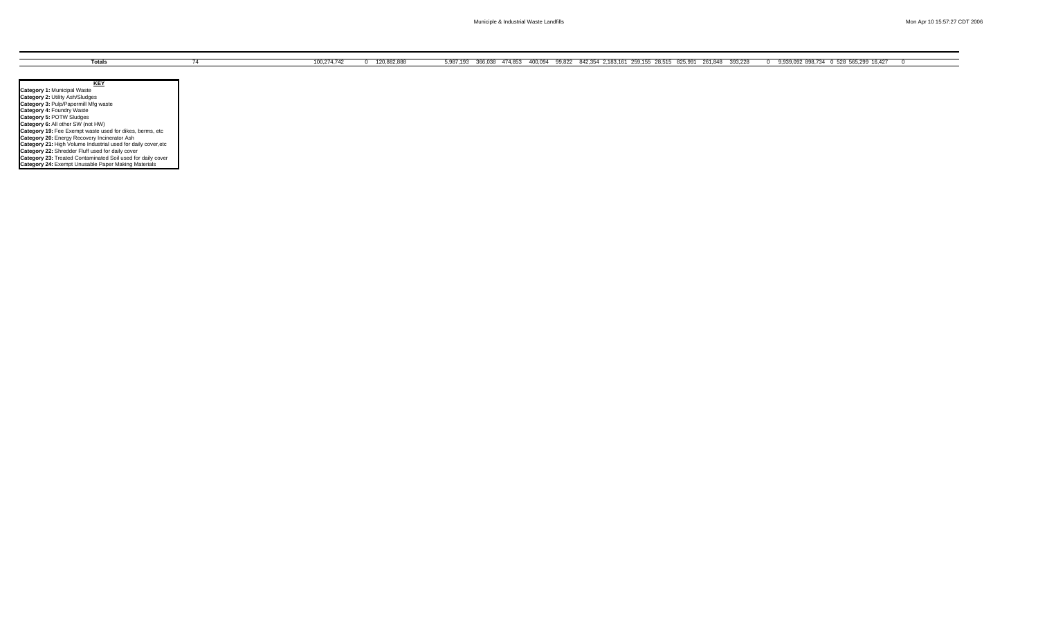| | | | | | | | | | | | | | | | | | | | | | | | | | |
|---|---|---|---|---|---|---|---|---|---|---|---|---|---|---|---|---|---|---|---|---|---|---|---|---|---|
| **Totals** | 74 | 100,274,742 | 0 | 120,882,888 | 5,987,193 | 366,038 | 474,853 | 400,094 | 99,822 | 842,354 | 2,183,161 | 259,155 | 28,515 | 825,991 | 261,848 | 393,228 | 0 | 9,939,092 | 898,734 | 0 | 528 | 565,299 | 16,427 | 0 | |

| **KEY** |
|---|
| **Category 1:** Municipal Waste |
| **Category 2:** Utility Ash/Sludges |
| **Category 3:** Pulp/Papermill Mfg waste |
| **Category 4:** Foundry Waste |
| **Category 5:** POTW Sludges |
| **Category 6:** All other SW (not HW) |
| **Category 19:** Fee Exempt waste used for dikes, berms, etc |
| **Category 20:** Energy Recovery Incinerator Ash |
| **Category 21:** High Volume Industrial used for daily cover,etc |
| **Category 22:** Shredder Fluff used for daily cover |
| **Category 23:** Treated Contaminated Soil used for daily cover |
| **Category 24:** Exempt Unusable Paper Making Materials |